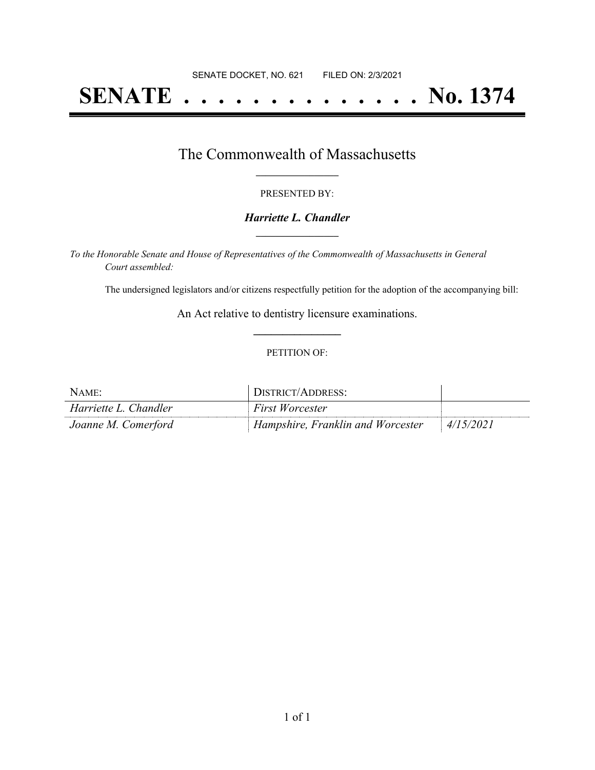SENATE DOCKET, NO. 621 FILED ON: 2/3/2021

# SENATE . . . . . . . . . . . . . . No. 1374

## The Commonwealth of Massachusetts

PRESENTED BY:

***Harriette L. Chandler***

*To the Honorable Senate and House of Representatives of the Commonwealth of Massachusetts in General Court assembled:*

The undersigned legislators and/or citizens respectfully petition for the adoption of the accompanying bill:

An Act relative to dentistry licensure examinations.

PETITION OF:

| NAME: | DISTRICT/ADDRESS: | |
|---|---|---|
| *Harriette L. Chandler* | *First Worcester* | |
| *Joanne M. Comerford* | *Hampshire, Franklin and Worcester* | *4/15/2021* |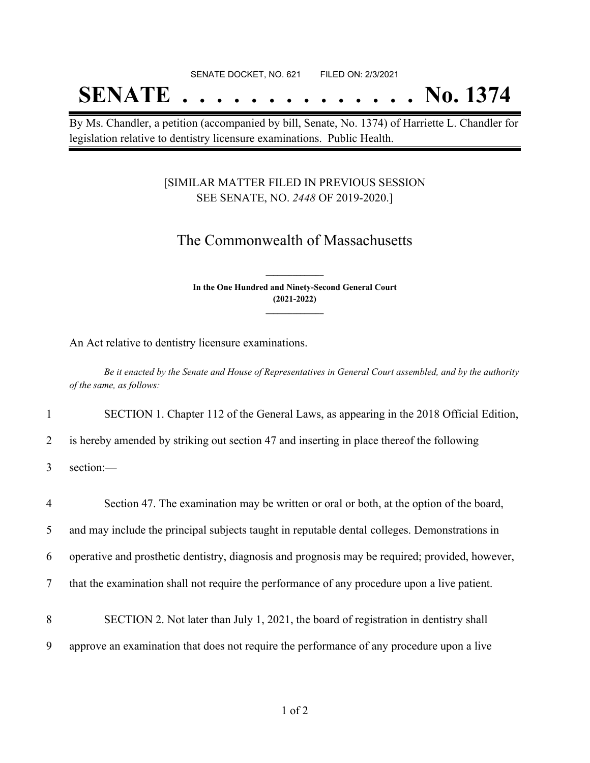SENATE DOCKET, NO. 621 FILED ON: 2/3/2021

# SENATE . . . . . . . . . . . . . . No. 1374

By Ms. Chandler, a petition (accompanied by bill, Senate, No. 1374) of Harriette L. Chandler for legislation relative to dentistry licensure examinations. Public Health.

[SIMILAR MATTER FILED IN PREVIOUS SESSION
SEE SENATE, NO. *2448* OF 2019-2020.]

## The Commonwealth of Massachusetts

**In the One Hundred and Ninety-Second General Court**
**(2021-2022)**

An Act relative to dentistry licensure examinations.

*Be it enacted by the Senate and House of Representatives in General Court assembled, and by the authority of the same, as follows:*

1 SECTION 1. Chapter 112 of the General Laws, as appearing in the 2018 Official Edition,
2 is hereby amended by striking out section 47 and inserting in place thereof the following
3 section:—

4 Section 47. The examination may be written or oral or both, at the option of the board,
5 and may include the principal subjects taught in reputable dental colleges. Demonstrations in
6 operative and prosthetic dentistry, diagnosis and prognosis may be required; provided, however,
7 that the examination shall not require the performance of any procedure upon a live patient.

8 SECTION 2. Not later than July 1, 2021, the board of registration in dentistry shall
9 approve an examination that does not require the performance of any procedure upon a live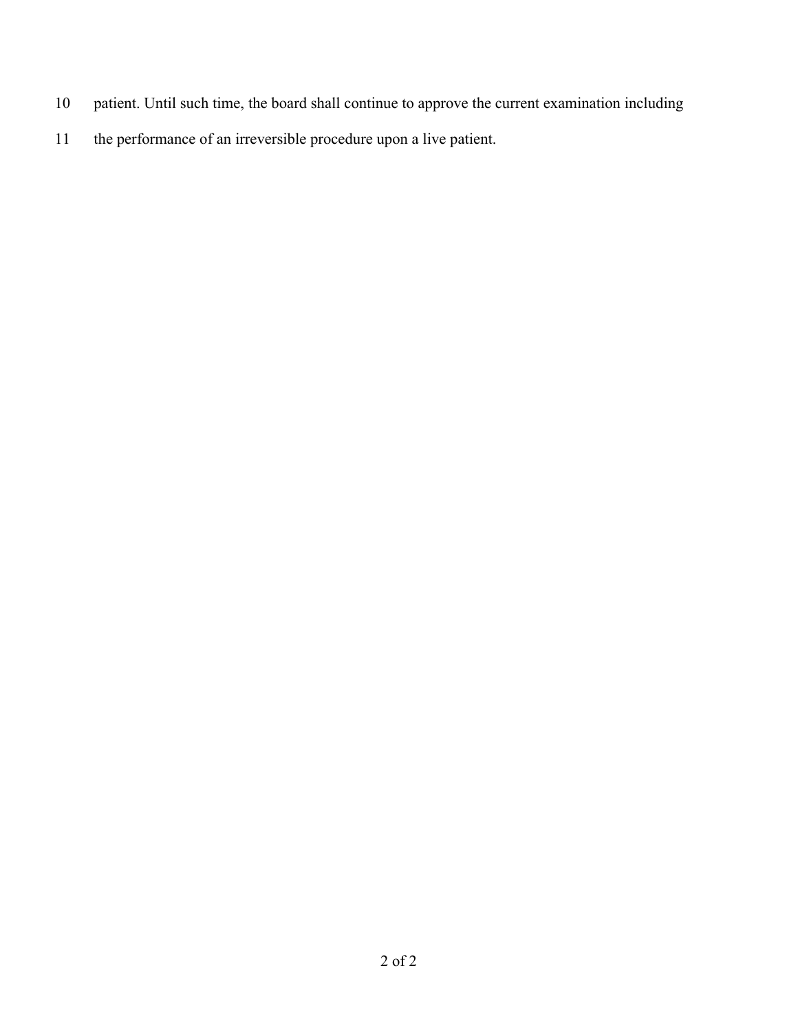patient. Until such time, the board shall continue to approve the current examination including the performance of an irreversible procedure upon a live patient.